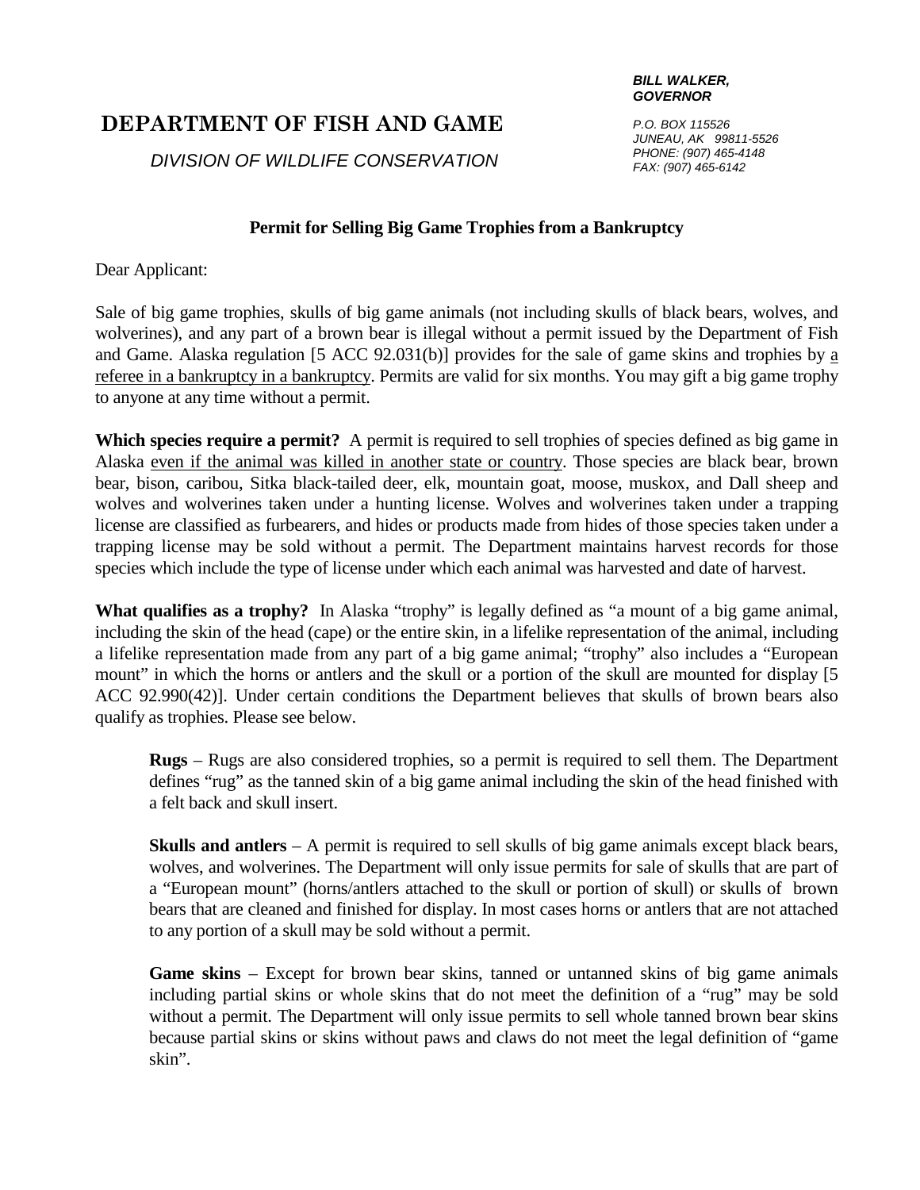**BILL WALKER,**
***GOVERNOR***

# DEPARTMENT OF FISH AND GAME

*DIVISION OF WILDLIFE CONSERVATION*

*P.O. BOX 115526*
*JUNEAU, AK 99811-5526*
*PHONE: (907) 465-4148*
*FAX: (907) 465-6142*

## Permit for Selling Big Game Trophies from a Bankruptcy

Dear Applicant:

Sale of big game trophies, skulls of big game animals (not including skulls of black bears, wolves, and wolverines), and any part of a brown bear is illegal without a permit issued by the Department of Fish and Game. Alaska regulation [5 ACC 92.031(b)] provides for the sale of game skins and trophies by <u>a referee in a bankruptcy in a bankruptcy</u>. Permits are valid for six months. You may gift a big game trophy to anyone at any time without a permit.

**Which species require a permit?** A permit is required to sell trophies of species defined as big game in Alaska <u>even if the animal was killed in another state or country</u>. Those species are black bear, brown bear, bison, caribou, Sitka black-tailed deer, elk, mountain goat, moose, muskox, and Dall sheep and wolves and wolverines taken under a hunting license. Wolves and wolverines taken under a trapping license are classified as furbearers, and hides or products made from hides of those species taken under a trapping license may be sold without a permit. The Department maintains harvest records for those species which include the type of license under which each animal was harvested and date of harvest.

**What qualifies as a trophy?** In Alaska "trophy" is legally defined as "a mount of a big game animal, including the skin of the head (cape) or the entire skin, in a lifelike representation of the animal, including a lifelike representation made from any part of a big game animal; "trophy" also includes a "European mount" in which the horns or antlers and the skull or a portion of the skull are mounted for display [5 ACC 92.990(42)]. Under certain conditions the Department believes that skulls of brown bears also qualify as trophies. Please see below.

> **Rugs** – Rugs are also considered trophies, so a permit is required to sell them. The Department defines "rug" as the tanned skin of a big game animal including the skin of the head finished with a felt back and skull insert.
>
> **Skulls and antlers** – A permit is required to sell skulls of big game animals except black bears, wolves, and wolverines. The Department will only issue permits for sale of skulls that are part of a "European mount" (horns/antlers attached to the skull or portion of skull) or skulls of brown bears that are cleaned and finished for display. In most cases horns or antlers that are not attached to any portion of a skull may be sold without a permit.
>
> **Game skins** – Except for brown bear skins, tanned or untanned skins of big game animals including partial skins or whole skins that do not meet the definition of a "rug" may be sold without a permit. The Department will only issue permits to sell whole tanned brown bear skins because partial skins or skins without paws and claws do not meet the legal definition of "game skin".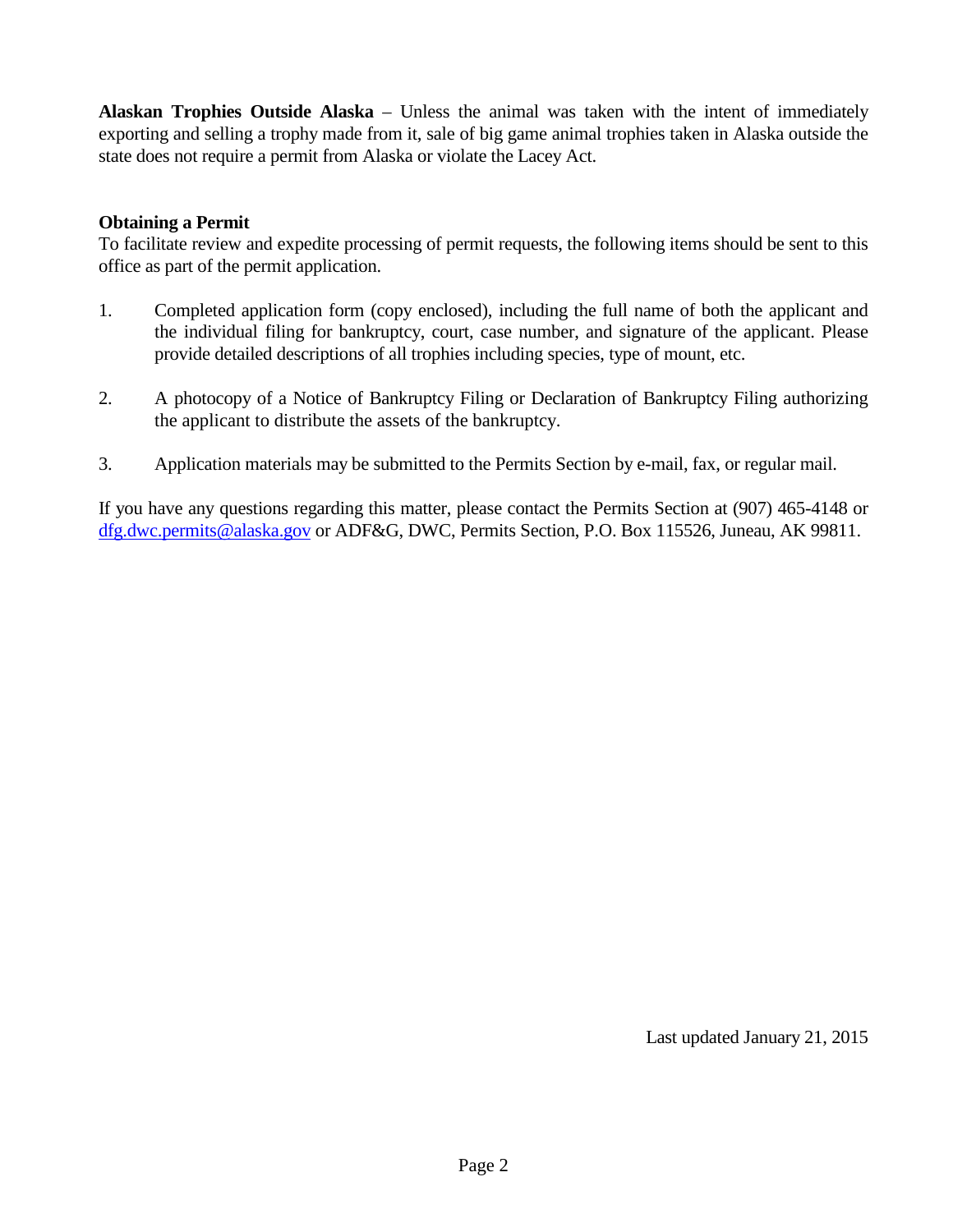**Alaskan Trophies Outside Alaska** – Unless the animal was taken with the intent of immediately exporting and selling a trophy made from it, sale of big game animal trophies taken in Alaska outside the state does not require a permit from Alaska or violate the Lacey Act.

**Obtaining a Permit**

To facilitate review and expedite processing of permit requests, the following items should be sent to this office as part of the permit application.

1. Completed application form (copy enclosed), including the full name of both the applicant and the individual filing for bankruptcy, court, case number, and signature of the applicant. Please provide detailed descriptions of all trophies including species, type of mount, etc.

2. A photocopy of a Notice of Bankruptcy Filing or Declaration of Bankruptcy Filing authorizing the applicant to distribute the assets of the bankruptcy.

3. Application materials may be submitted to the Permits Section by e-mail, fax, or regular mail.

If you have any questions regarding this matter, please contact the Permits Section at (907) 465-4148 or dfg.dwc.permits@alaska.gov or ADF&G, DWC, Permits Section, P.O. Box 115526, Juneau, AK 99811.

Last updated January 21, 2015